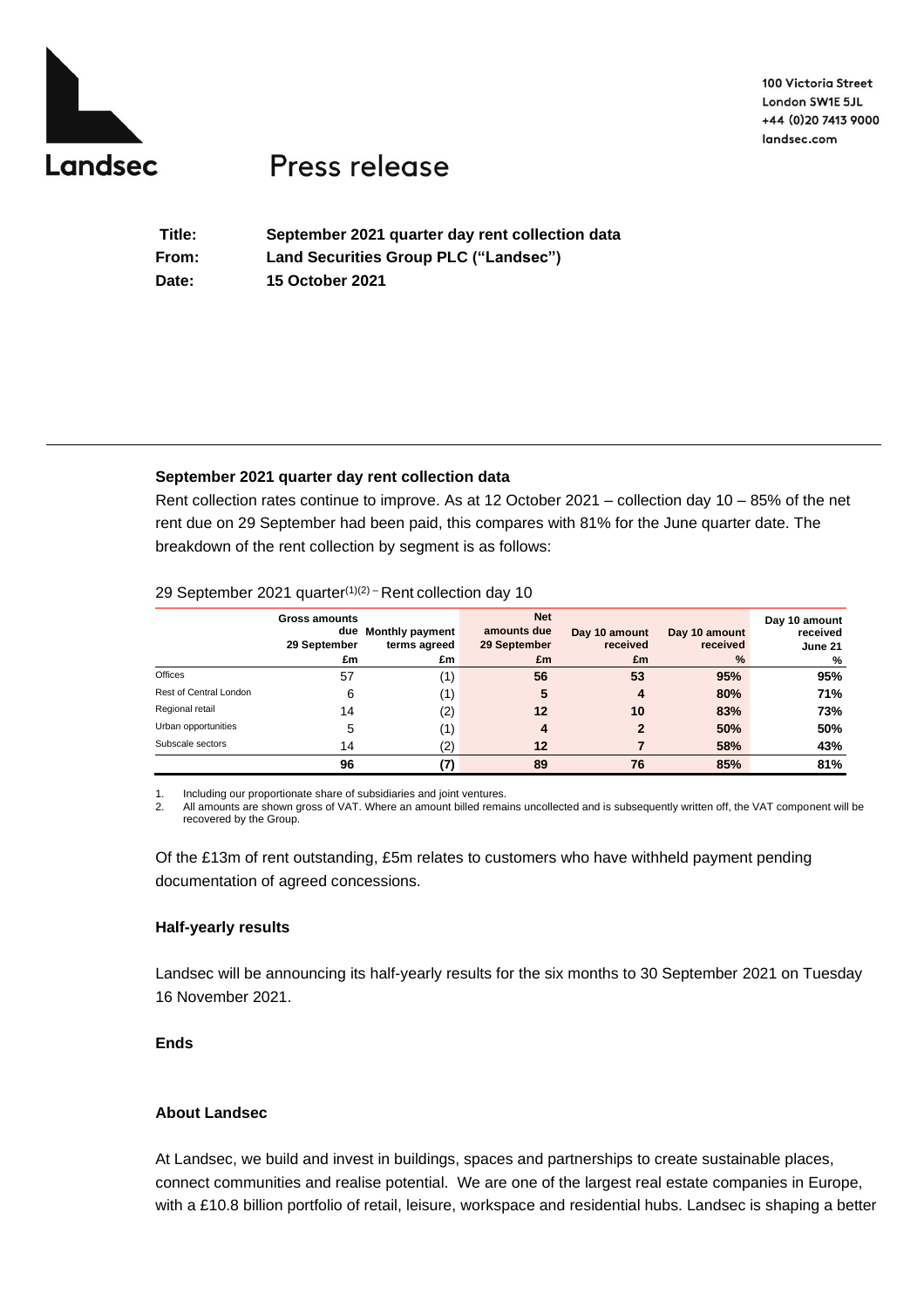Landsec

100 Victoria Street
London SW1E 5JL
+44 (0)20 7413 9000
landsec.com

# Press release

| | |
|---|---|
| **Title:** | **September 2021 quarter day rent collection data** |
| **From:** | **Land Securities Group PLC ("Landsec")** |
| **Date:** | **15 October 2021** |

---

### September 2021 quarter day rent collection data

Rent collection rates continue to improve. As at 12 October 2021 – collection day 10 – 85% of the net rent due on 29 September had been paid, this compares with 81% for the June quarter date. The breakdown of the rent collection by segment is as follows:

29 September 2021 quarter[(1)(2)] – Rent collection day 10

| | Gross amounts due 29 September | Monthly payment terms agreed | Net amounts due 29 September | Day 10 amount received | Day 10 amount received | Day 10 amount received June 21 |
|---|---|---|---|---|---|---|
| | £m | £m | £m | £m | % | % |
| Offices | 57 | (1) | **56** | **53** | **95%** | **95%** |
| Rest of Central London | 6 | (1) | **5** | **4** | **80%** | **71%** |
| Regional retail | 14 | (2) | **12** | **10** | **83%** | **73%** |
| Urban opportunities | 5 | (1) | **4** | **2** | **50%** | **50%** |
| Subscale sectors | 14 | (2) | **12** | **7** | **58%** | **43%** |
| | **96** | **(7)** | **89** | **76** | **85%** | **81%** |

1. Including our proportionate share of subsidiaries and joint ventures.
2. All amounts are shown gross of VAT. Where an amount billed remains uncollected and is subsequently written off, the VAT component will be recovered by the Group.

Of the £13m of rent outstanding, £5m relates to customers who have withheld payment pending documentation of agreed concessions.

### Half-yearly results

Landsec will be announcing its half-yearly results for the six months to 30 September 2021 on Tuesday 16 November 2021.

**Ends**

### About Landsec

At Landsec, we build and invest in buildings, spaces and partnerships to create sustainable places, connect communities and realise potential. We are one of the largest real estate companies in Europe, with a £10.8 billion portfolio of retail, leisure, workspace and residential hubs. Landsec is shaping a better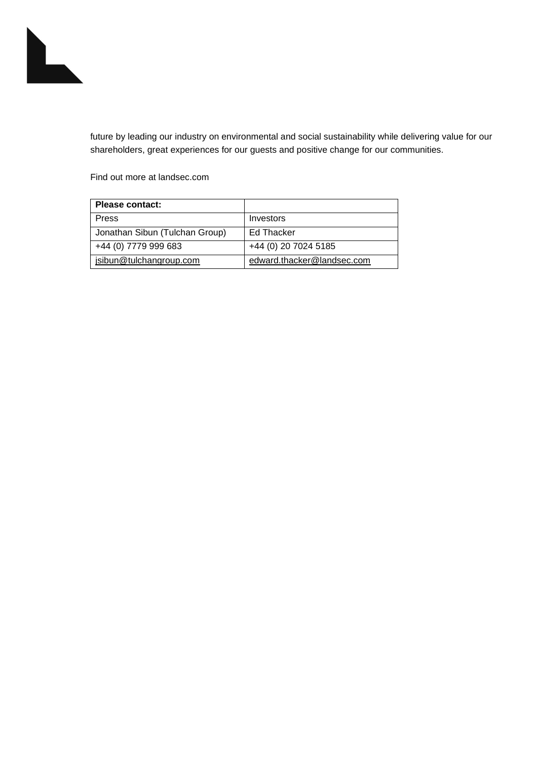future by leading our industry on environmental and social sustainability while delivering value for our shareholders, great experiences for our guests and positive change for our communities.

Find out more at landsec.com

| **Please contact:** | |
|---|---|
| Press | Investors |
| Jonathan Sibun (Tulchan Group) | Ed Thacker |
| +44 (0) 7779 999 683 | +44 (0) 20 7024 5185 |
| jsibun@tulchangroup.com | edward.thacker@landsec.com |